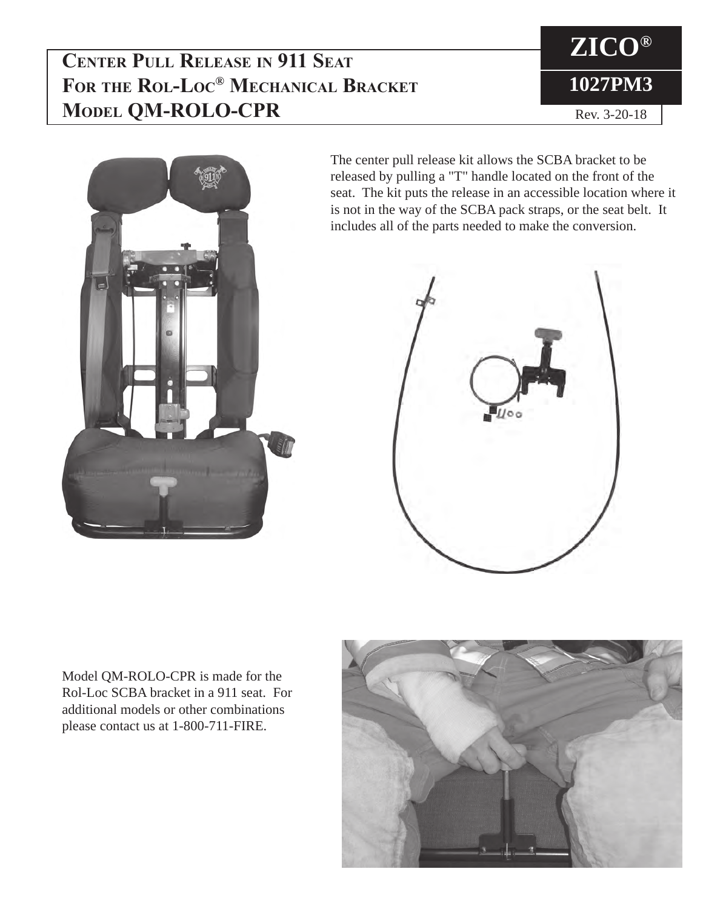# Center Pull Release in 911 Seat For the Rol-Loc® Mechanical Bracket Model QM-ROLO-CPR

**ZICO®**

**1027PM3**

Rev. 3-20-18

The center pull release kit allows the SCBA bracket to be released by pulling a "T" handle located on the front of the seat. The kit puts the release in an accessible location where it is not in the way of the SCBA pack straps, or the seat belt. It includes all of the parts needed to make the conversion.

Model QM-ROLO-CPR is made for the Rol-Loc SCBA bracket in a 911 seat. For additional models or other combinations please contact us at 1-800-711-FIRE.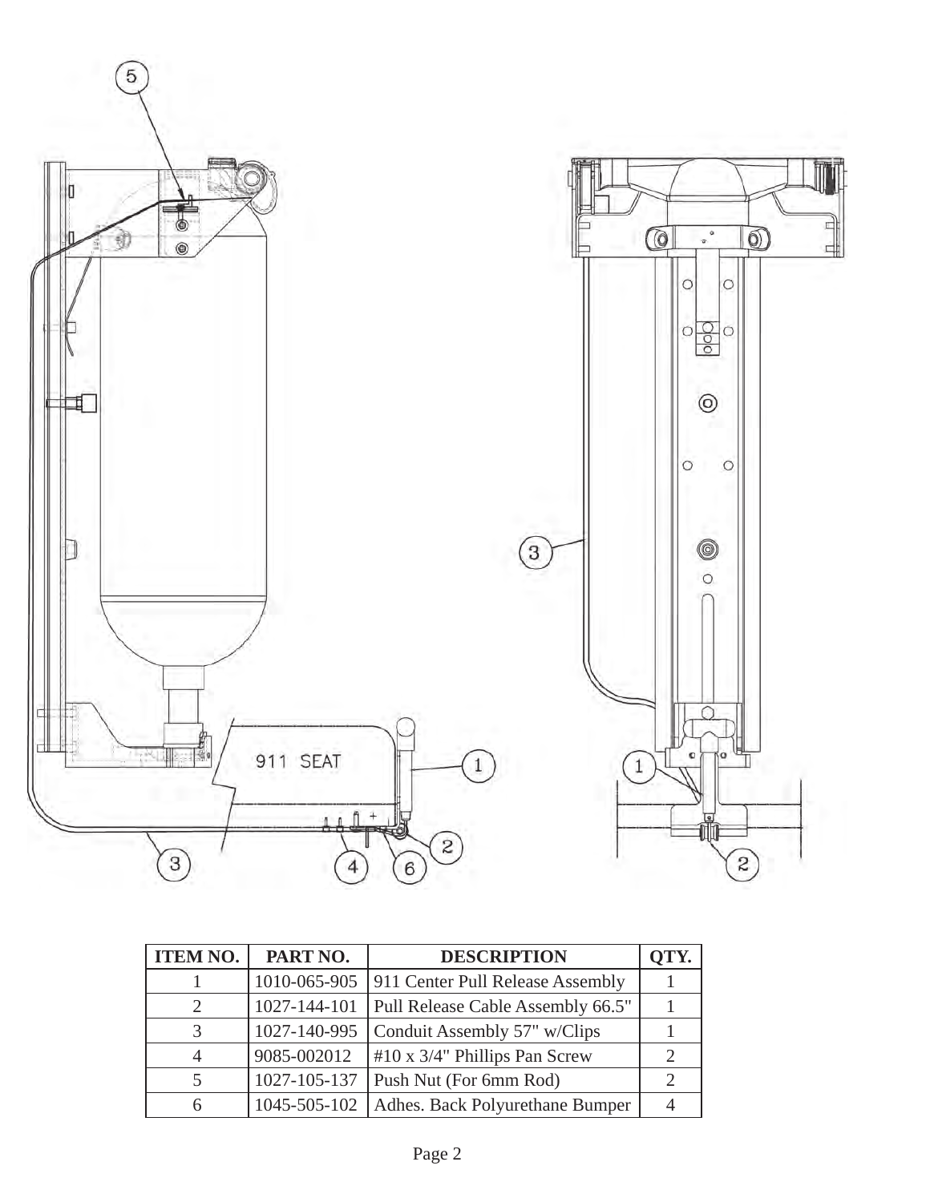5

911 SEAT

1

2

3

4

6

| ITEM NO. | PART NO. | DESCRIPTION | QTY. |
|---|---|---|---|
| 1 | 1010-065-905 | 911 Center Pull Release Assembly | 1 |
| 2 | 1027-144-101 | Pull Release Cable Assembly 66.5" | 1 |
| 3 | 1027-140-995 | Conduit Assembly 57" w/Clips | 1 |
| 4 | 9085-002012 | #10 x 3/4" Phillips Pan Screw | 2 |
| 5 | 1027-105-137 | Push Nut (For 6mm Rod) | 2 |
| 6 | 1045-505-102 | Adhes. Back Polyurethane Bumper | 4 |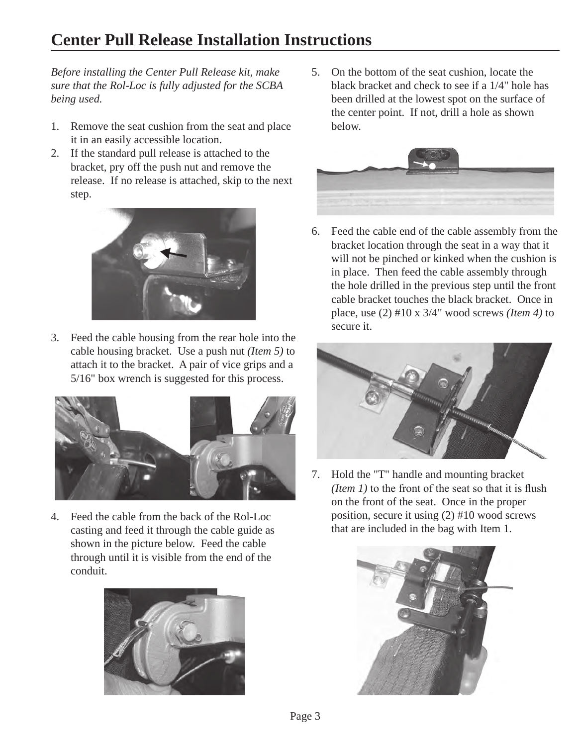# Center Pull Release Installation Instructions

*Before installing the Center Pull Release kit, make sure that the Rol-Loc is fully adjusted for the SCBA being used.*

1. Remove the seat cushion from the seat and place it in an easily accessible location.
2. If the standard pull release is attached to the bracket, pry off the push nut and remove the release. If no release is attached, skip to the next step.
3. Feed the cable housing from the rear hole into the cable housing bracket. Use a push nut *(Item 5)* to attach it to the bracket. A pair of vice grips and a 5/16" box wrench is suggested for this process.
4. Feed the cable from the back of the Rol-Loc casting and feed it through the cable guide as shown in the picture below. Feed the cable through until it is visible from the end of the conduit.
5. On the bottom of the seat cushion, locate the black bracket and check to see if a 1/4" hole has been drilled at the lowest spot on the surface of the center point. If not, drill a hole as shown below.
6. Feed the cable end of the cable assembly from the bracket location through the seat in a way that it will not be pinched or kinked when the cushion is in place. Then feed the cable assembly through the hole drilled in the previous step until the front cable bracket touches the black bracket. Once in place, use (2) #10 x 3/4" wood screws *(Item 4)* to secure it.
7. Hold the "T" handle and mounting bracket *(Item 1)* to the front of the seat so that it is flush on the front of the seat. Once in the proper position, secure it using (2) #10 wood screws that are included in the bag with Item 1.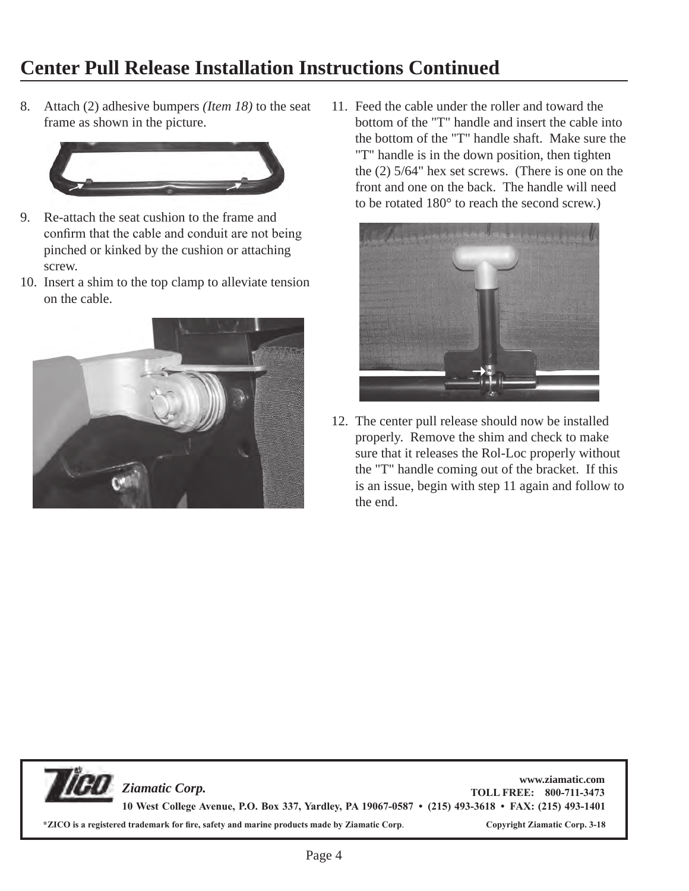# Center Pull Release Installation Instructions Continued

8. Attach (2) adhesive bumpers *(Item 18)* to the seat frame as shown in the picture.

9. Re-attach the seat cushion to the frame and confirm that the cable and conduit are not being pinched or kinked by the cushion or attaching screw.
10. Insert a shim to the top clamp to alleviate tension on the cable.

11. Feed the cable under the roller and toward the bottom of the "T" handle and insert the cable into the bottom of the "T" handle shaft. Make sure the "T" handle is in the down position, then tighten the (2) 5/64" hex set screws. (There is one on the front and one on the back. The handle will need to be rotated 180° to reach the second screw.)

12. The center pull release should now be installed properly. Remove the shim and check to make sure that it releases the Rol-Loc properly without the "T" handle coming out of the bracket. If this is an issue, begin with step 11 again and follow to the end.

---

ZICO *Ziamatic Corp.*

www.ziamatic.com
TOLL FREE: 800-711-3473

10 West College Avenue, P.O. Box 337, Yardley, PA 19067-0587 • (215) 493-3618 • FAX: (215) 493-1401

*ZICO is a registered trademark for fire, safety and marine products made by Ziamatic Corp. Copyright Ziamatic Corp. 3-18